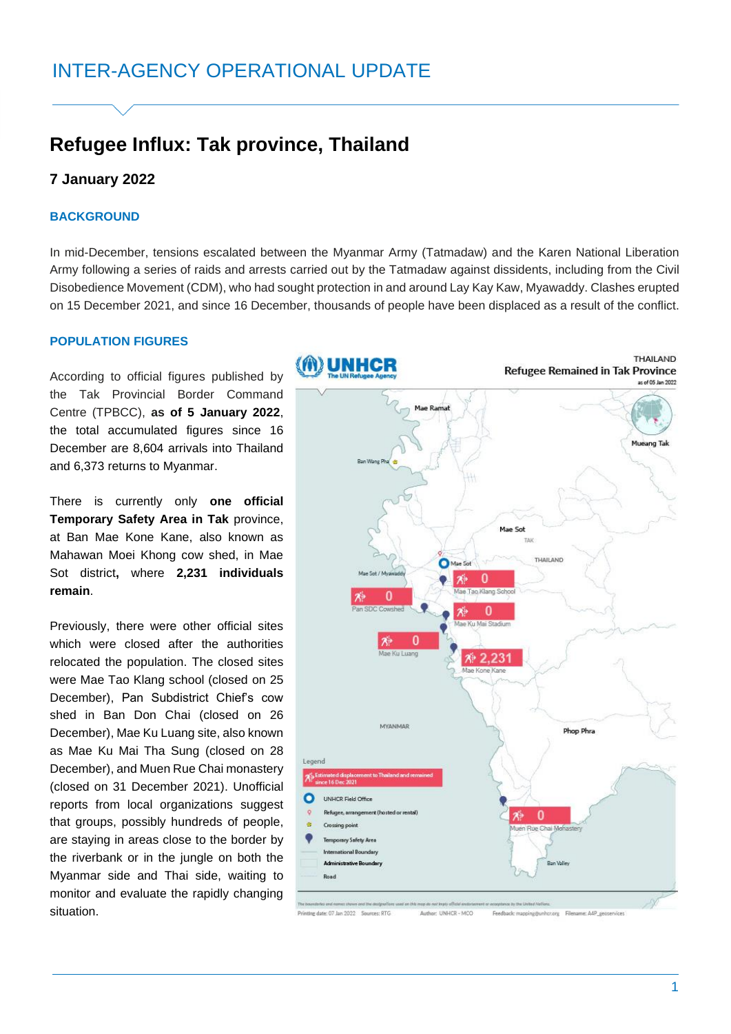# INTER-AGENCY OPERATIONAL UPDATE

## Refugee Influx: Tak province, Thailand

### 7 January 2022

#### BACKGROUND

In mid-December, tensions escalated between the Myanmar Army (Tatmadaw) and the Karen National Liberation Army following a series of raids and arrests carried out by the Tatmadaw against dissidents, including from the Civil Disobedience Movement (CDM), who had sought protection in and around Lay Kay Kaw, Myawaddy. Clashes erupted on 15 December 2021, and since 16 December, thousands of people have been displaced as a result of the conflict.

#### POPULATION FIGURES

According to official figures published by the Tak Provincial Border Command Centre (TPBCC), **as of 5 January 2022**, the total accumulated figures since 16 December are 8,604 arrivals into Thailand and 6,373 returns to Myanmar.

There is currently only **one official Temporary Safety Area in Tak** province, at Ban Mae Kone Kane, also known as Mahawan Moei Khong cow shed, in Mae Sot district**,** where **2,231 individuals remain**.

Previously, there were other official sites which were closed after the authorities relocated the population. The closed sites were Mae Tao Klang school (closed on 25 December), Pan Subdistrict Chief's cow shed in Ban Don Chai (closed on 26 December), Mae Ku Luang site, also known as Mae Ku Mai Tha Sung (closed on 28 December), and Muen Rue Chai monastery (closed on 31 December 2021). Unofficial reports from local organizations suggest that groups, possibly hundreds of people, are staying in areas close to the border by the riverbank or in the jungle on both the Myanmar side and Thai side, waiting to monitor and evaluate the rapidly changing situation.

UNHCR The UN Refugee Agency

THAILAND
Refugee Remained in Tak Province
as of 05 Jan 2022

| Site | Estimated displacement to Thailand and remained since 16 Dec 2021 |
|---|---|
| Mae Tao Klang School | 0 |
| Pan SDC Cowshed | 0 |
| Mae Ku Mai Stadium | 0 |
| Mae Ku Luang | 0 |
| Mae Kone Kane | 2,231 |
| Muen Rue Chai Monastery | 0 |

Legend: Estimated displacement to Thailand and remained since 16 Dec 2021; UNHCR Field Office; Refugee, arrangement (hosted or rental); Crossing point; Temporary Safety Area; International Boundary; Administrative Boundary; Road

The boundaries and names shown and the designations used on this map do not imply official endorsement or acceptance by the United Nations.

Printing date: 07 Jan 2022 Sources: RTG Author: UNHCR - MCO Feedback: mapping@unhcr.org Filename: A4P_geoservices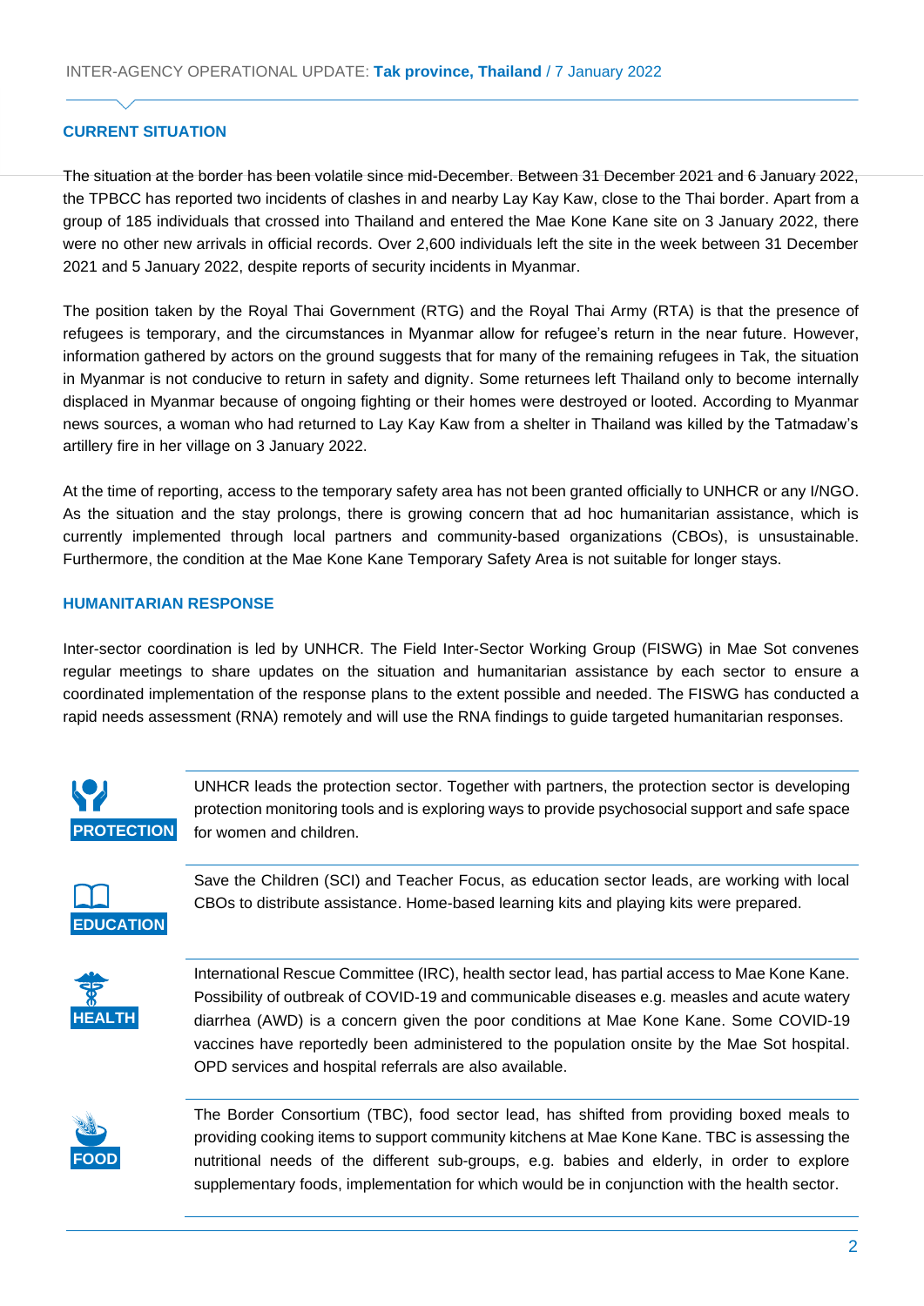## CURRENT SITUATION

The situation at the border has been volatile since mid-December. Between 31 December 2021 and 6 January 2022, the TPBCC has reported two incidents of clashes in and nearby Lay Kay Kaw, close to the Thai border. Apart from a group of 185 individuals that crossed into Thailand and entered the Mae Kone Kane site on 3 January 2022, there were no other new arrivals in official records. Over 2,600 individuals left the site in the week between 31 December 2021 and 5 January 2022, despite reports of security incidents in Myanmar.

The position taken by the Royal Thai Government (RTG) and the Royal Thai Army (RTA) is that the presence of refugees is temporary, and the circumstances in Myanmar allow for refugee's return in the near future. However, information gathered by actors on the ground suggests that for many of the remaining refugees in Tak, the situation in Myanmar is not conducive to return in safety and dignity. Some returnees left Thailand only to become internally displaced in Myanmar because of ongoing fighting or their homes were destroyed or looted. According to Myanmar news sources, a woman who had returned to Lay Kay Kaw from a shelter in Thailand was killed by the Tatmadaw's artillery fire in her village on 3 January 2022.

At the time of reporting, access to the temporary safety area has not been granted officially to UNHCR or any I/NGO. As the situation and the stay prolongs, there is growing concern that ad hoc humanitarian assistance, which is currently implemented through local partners and community-based organizations (CBOs), is unsustainable. Furthermore, the condition at the Mae Kone Kane Temporary Safety Area is not suitable for longer stays.

## HUMANITARIAN RESPONSE

Inter-sector coordination is led by UNHCR. The Field Inter-Sector Working Group (FISWG) in Mae Sot convenes regular meetings to share updates on the situation and humanitarian assistance by each sector to ensure a coordinated implementation of the response plans to the extent possible and needed. The FISWG has conducted a rapid needs assessment (RNA) remotely and will use the RNA findings to guide targeted humanitarian responses.

**PROTECTION**

UNHCR leads the protection sector. Together with partners, the protection sector is developing protection monitoring tools and is exploring ways to provide psychosocial support and safe space for women and children.

**EDUCATION**

Save the Children (SCI) and Teacher Focus, as education sector leads, are working with local CBOs to distribute assistance. Home-based learning kits and playing kits were prepared.

**HEALTH**

International Rescue Committee (IRC), health sector lead, has partial access to Mae Kone Kane. Possibility of outbreak of COVID-19 and communicable diseases e.g. measles and acute watery diarrhea (AWD) is a concern given the poor conditions at Mae Kone Kane. Some COVID-19 vaccines have reportedly been administered to the population onsite by the Mae Sot hospital. OPD services and hospital referrals are also available.

**FOOD**

The Border Consortium (TBC), food sector lead, has shifted from providing boxed meals to providing cooking items to support community kitchens at Mae Kone Kane. TBC is assessing the nutritional needs of the different sub-groups, e.g. babies and elderly, in order to explore supplementary foods, implementation for which would be in conjunction with the health sector.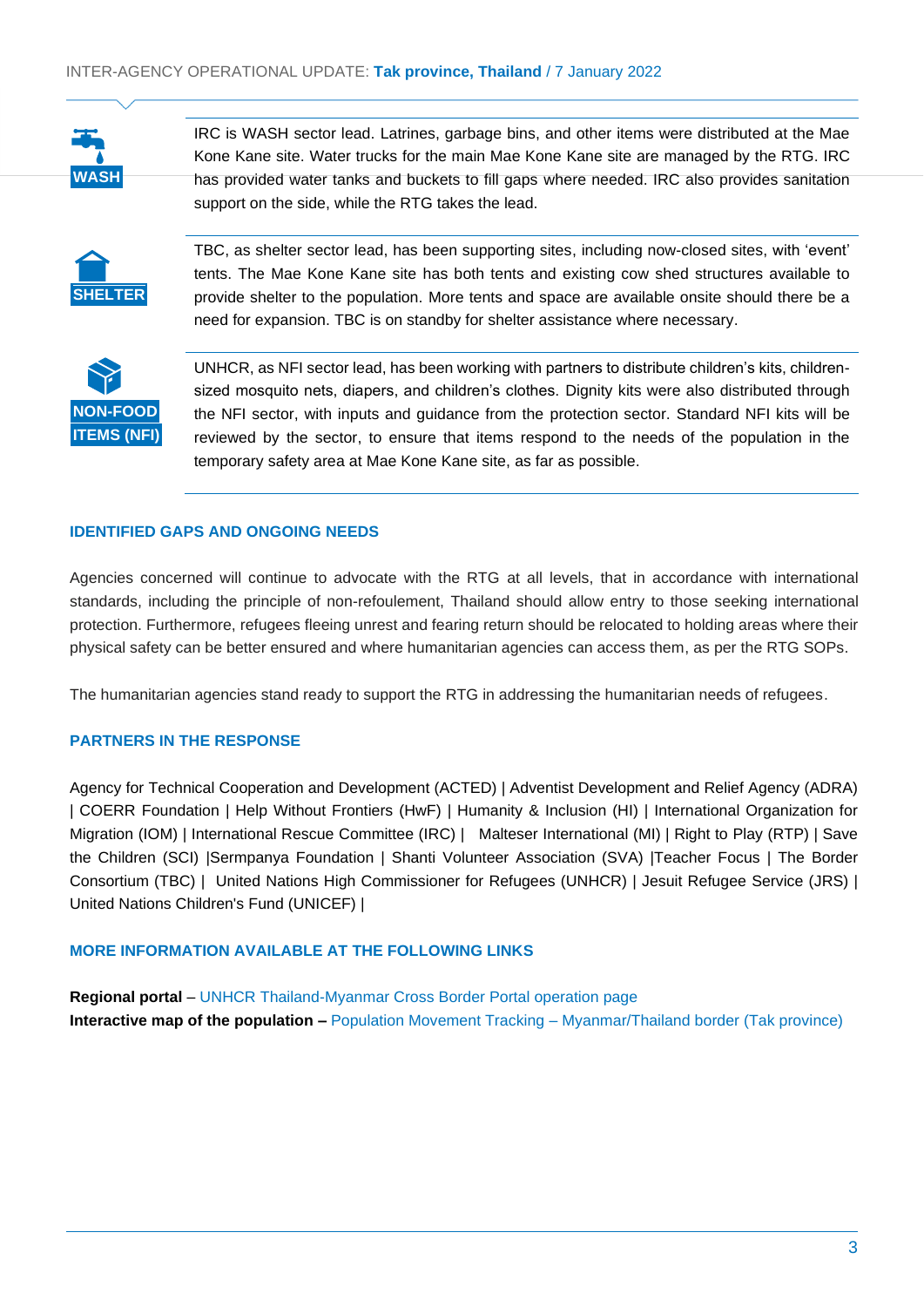**WASH**

IRC is WASH sector lead. Latrines, garbage bins, and other items were distributed at the Mae Kone Kane site. Water trucks for the main Mae Kone Kane site are managed by the RTG. IRC has provided water tanks and buckets to fill gaps where needed. IRC also provides sanitation support on the side, while the RTG takes the lead.

**SHELTER**

TBC, as shelter sector lead, has been supporting sites, including now-closed sites, with 'event' tents. The Mae Kone Kane site has both tents and existing cow shed structures available to provide shelter to the population. More tents and space are available onsite should there be a need for expansion. TBC is on standby for shelter assistance where necessary.

**NON-FOOD ITEMS (NFI)**

UNHCR, as NFI sector lead, has been working with partners to distribute children's kits, children-sized mosquito nets, diapers, and children's clothes. Dignity kits were also distributed through the NFI sector, with inputs and guidance from the protection sector. Standard NFI kits will be reviewed by the sector, to ensure that items respond to the needs of the population in the temporary safety area at Mae Kone Kane site, as far as possible.

## IDENTIFIED GAPS AND ONGOING NEEDS

Agencies concerned will continue to advocate with the RTG at all levels, that in accordance with international standards, including the principle of non-refoulement, Thailand should allow entry to those seeking international protection. Furthermore, refugees fleeing unrest and fearing return should be relocated to holding areas where their physical safety can be better ensured and where humanitarian agencies can access them, as per the RTG SOPs.

The humanitarian agencies stand ready to support the RTG in addressing the humanitarian needs of refugees.

## PARTNERS IN THE RESPONSE

Agency for Technical Cooperation and Development (ACTED) | Adventist Development and Relief Agency (ADRA) | COERR Foundation | Help Without Frontiers (HwF) | Humanity & Inclusion (HI) | International Organization for Migration (IOM) | International Rescue Committee (IRC) | Malteser International (MI) | Right to Play (RTP) | Save the Children (SCI) |Sermpanya Foundation | Shanti Volunteer Association (SVA) |Teacher Focus | The Border Consortium (TBC) | United Nations High Commissioner for Refugees (UNHCR) | Jesuit Refugee Service (JRS) | United Nations Children's Fund (UNICEF) |

## MORE INFORMATION AVAILABLE AT THE FOLLOWING LINKS

**Regional portal** – UNHCR Thailand-Myanmar Cross Border Portal operation page
**Interactive map of the population –** Population Movement Tracking – Myanmar/Thailand border (Tak province)